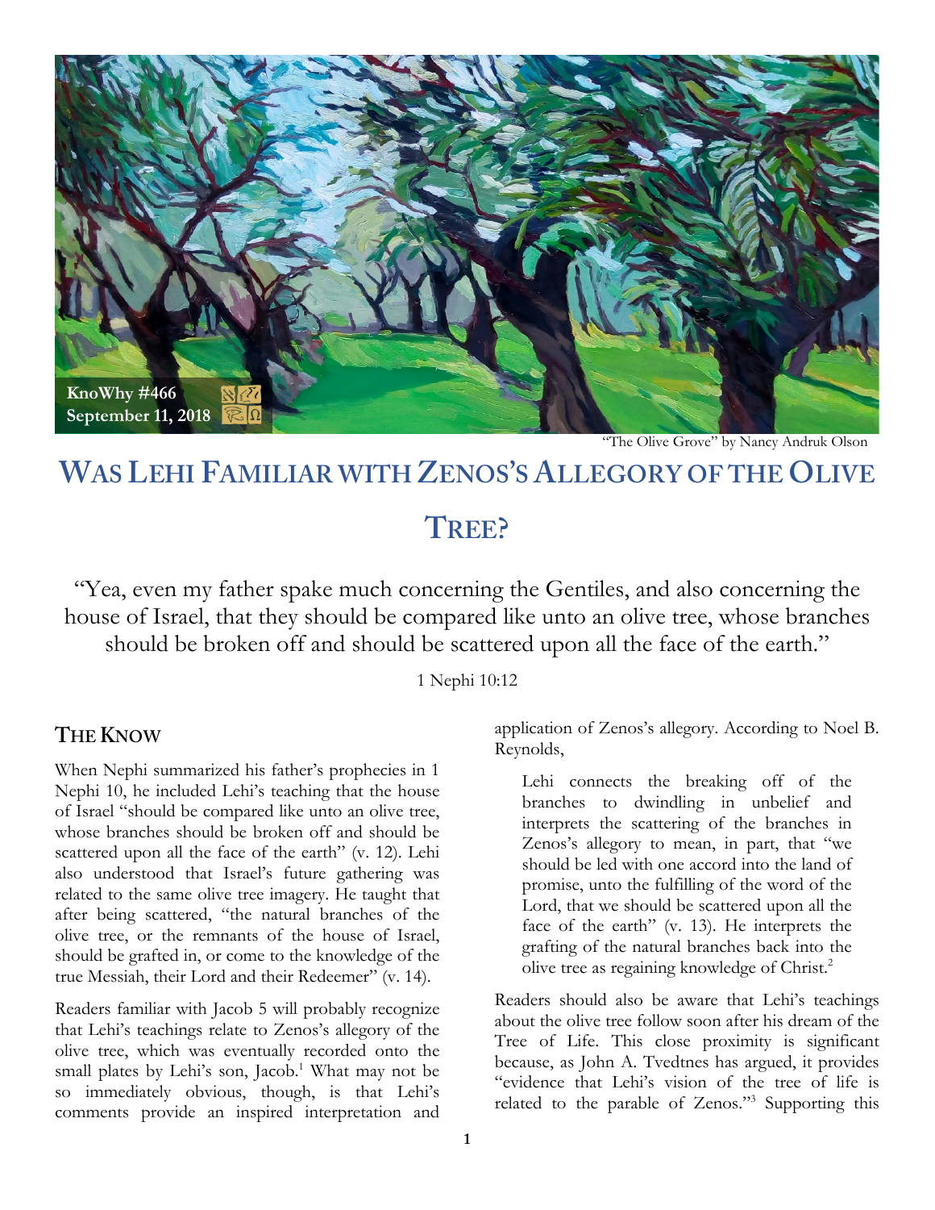KnoWhy #466
September 11, 2018

"The Olive Grove" by Nancy Andruk Olson

# Was Lehi Familiar with Zenos's Allegory of the Olive Tree?

"Yea, even my father spake much concerning the Gentiles, and also concerning the house of Israel, that they should be compared like unto an olive tree, whose branches should be broken off and should be scattered upon all the face of the earth."

1 Nephi 10:12

## The Know

When Nephi summarized his father's prophecies in 1 Nephi 10, he included Lehi's teaching that the house of Israel "should be compared like unto an olive tree, whose branches should be broken off and should be scattered upon all the face of the earth" (v. 12). Lehi also understood that Israel's future gathering was related to the same olive tree imagery. He taught that after being scattered, "the natural branches of the olive tree, or the remnants of the house of Israel, should be grafted in, or come to the knowledge of the true Messiah, their Lord and their Redeemer" (v. 14).

Readers familiar with Jacob 5 will probably recognize that Lehi's teachings relate to Zenos's allegory of the olive tree, which was eventually recorded onto the small plates by Lehi's son, Jacob.[1] What may not be so immediately obvious, though, is that Lehi's comments provide an inspired interpretation and application of Zenos's allegory. According to Noel B. Reynolds,

> Lehi connects the breaking off of the branches to dwindling in unbelief and interprets the scattering of the branches in Zenos's allegory to mean, in part, that "we should be led with one accord into the land of promise, unto the fulfilling of the word of the Lord, that we should be scattered upon all the face of the earth" (v. 13). He interprets the grafting of the natural branches back into the olive tree as regaining knowledge of Christ.[2]

Readers should also be aware that Lehi's teachings about the olive tree follow soon after his dream of the Tree of Life. This close proximity is significant because, as John A. Tvedtnes has argued, it provides "evidence that Lehi's vision of the tree of life is related to the parable of Zenos."[3] Supporting this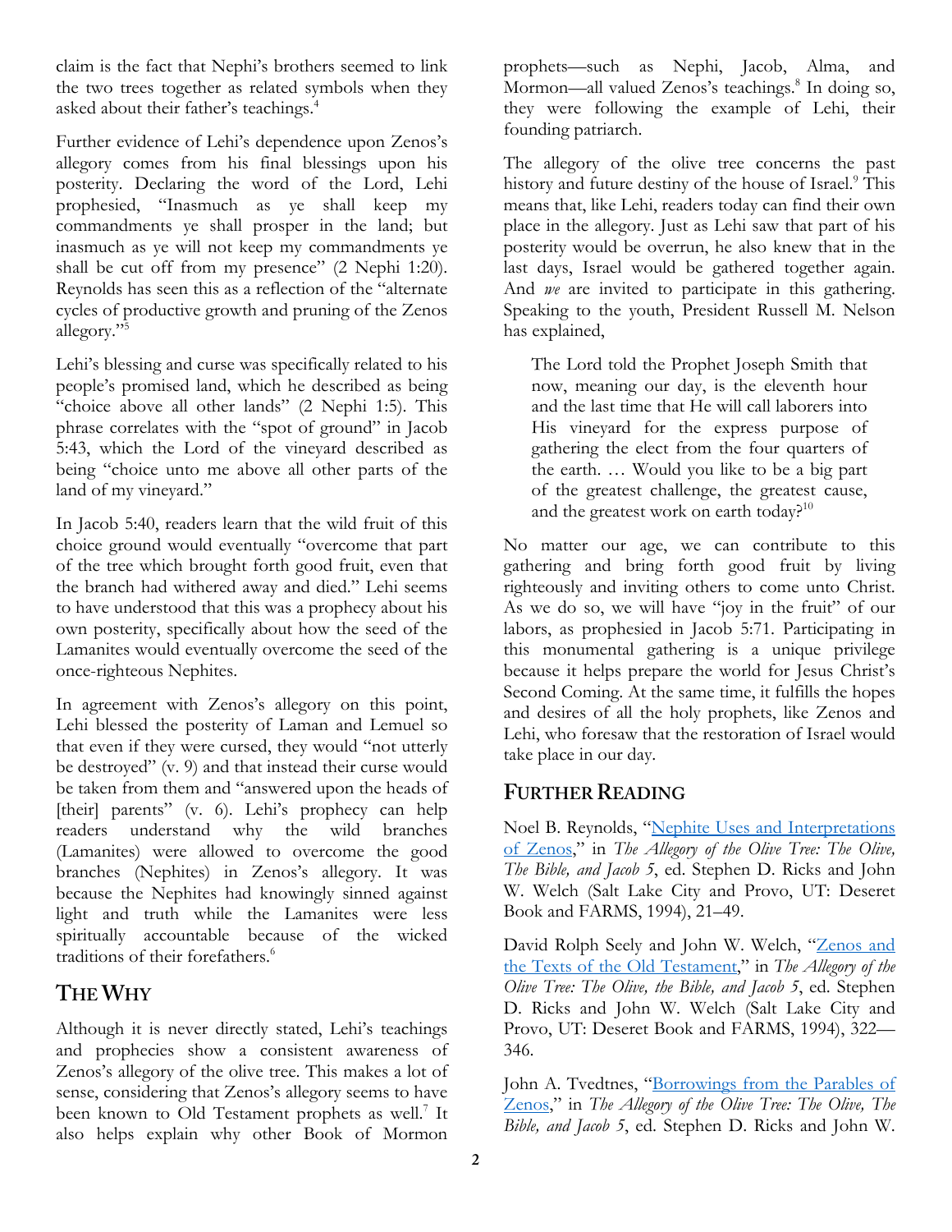claim is the fact that Nephi's brothers seemed to link the two trees together as related symbols when they asked about their father's teachings.[4]

Further evidence of Lehi's dependence upon Zenos's allegory comes from his final blessings upon his posterity. Declaring the word of the Lord, Lehi prophesied, "Inasmuch as ye shall keep my commandments ye shall prosper in the land; but inasmuch as ye will not keep my commandments ye shall be cut off from my presence" (2 Nephi 1:20). Reynolds has seen this as a reflection of the "alternate cycles of productive growth and pruning of the Zenos allegory."[5]

Lehi's blessing and curse was specifically related to his people's promised land, which he described as being "choice above all other lands" (2 Nephi 1:5). This phrase correlates with the "spot of ground" in Jacob 5:43, which the Lord of the vineyard described as being "choice unto me above all other parts of the land of my vineyard."

In Jacob 5:40, readers learn that the wild fruit of this choice ground would eventually "overcome that part of the tree which brought forth good fruit, even that the branch had withered away and died." Lehi seems to have understood that this was a prophecy about his own posterity, specifically about how the seed of the Lamanites would eventually overcome the seed of the once-righteous Nephites.

In agreement with Zenos's allegory on this point, Lehi blessed the posterity of Laman and Lemuel so that even if they were cursed, they would "not utterly be destroyed" (v. 9) and that instead their curse would be taken from them and "answered upon the heads of [their] parents" (v. 6). Lehi's prophecy can help readers understand why the wild branches (Lamanites) were allowed to overcome the good branches (Nephites) in Zenos's allegory. It was because the Nephites had knowingly sinned against light and truth while the Lamanites were less spiritually accountable because of the wicked traditions of their forefathers.[6]

## The Why

Although it is never directly stated, Lehi's teachings and prophecies show a consistent awareness of Zenos's allegory of the olive tree. This makes a lot of sense, considering that Zenos's allegory seems to have been known to Old Testament prophets as well.[7] It also helps explain why other Book of Mormon prophets—such as Nephi, Jacob, Alma, and Mormon—all valued Zenos's teachings.[8] In doing so, they were following the example of Lehi, their founding patriarch.

The allegory of the olive tree concerns the past history and future destiny of the house of Israel.[9] This means that, like Lehi, readers today can find their own place in the allegory. Just as Lehi saw that part of his posterity would be overrun, he also knew that in the last days, Israel would be gathered together again. And *we* are invited to participate in this gathering. Speaking to the youth, President Russell M. Nelson has explained,

> The Lord told the Prophet Joseph Smith that now, meaning our day, is the eleventh hour and the last time that He will call laborers into His vineyard for the express purpose of gathering the elect from the four quarters of the earth. … Would you like to be a big part of the greatest challenge, the greatest cause, and the greatest work on earth today?[10]

No matter our age, we can contribute to this gathering and bring forth good fruit by living righteously and inviting others to come unto Christ. As we do so, we will have "joy in the fruit" of our labors, as prophesied in Jacob 5:71. Participating in this monumental gathering is a unique privilege because it helps prepare the world for Jesus Christ's Second Coming. At the same time, it fulfills the hopes and desires of all the holy prophets, like Zenos and Lehi, who foresaw that the restoration of Israel would take place in our day.

## Further Reading

Noel B. Reynolds, "Nephite Uses and Interpretations of Zenos," in *The Allegory of the Olive Tree: The Olive, The Bible, and Jacob 5*, ed. Stephen D. Ricks and John W. Welch (Salt Lake City and Provo, UT: Deseret Book and FARMS, 1994), 21–49.

David Rolph Seely and John W. Welch, "Zenos and the Texts of the Old Testament," in *The Allegory of the Olive Tree: The Olive, the Bible, and Jacob 5*, ed. Stephen D. Ricks and John W. Welch (Salt Lake City and Provo, UT: Deseret Book and FARMS, 1994), 322—346.

John A. Tvedtnes, "Borrowings from the Parables of Zenos," in *The Allegory of the Olive Tree: The Olive, The Bible, and Jacob 5*, ed. Stephen D. Ricks and John W.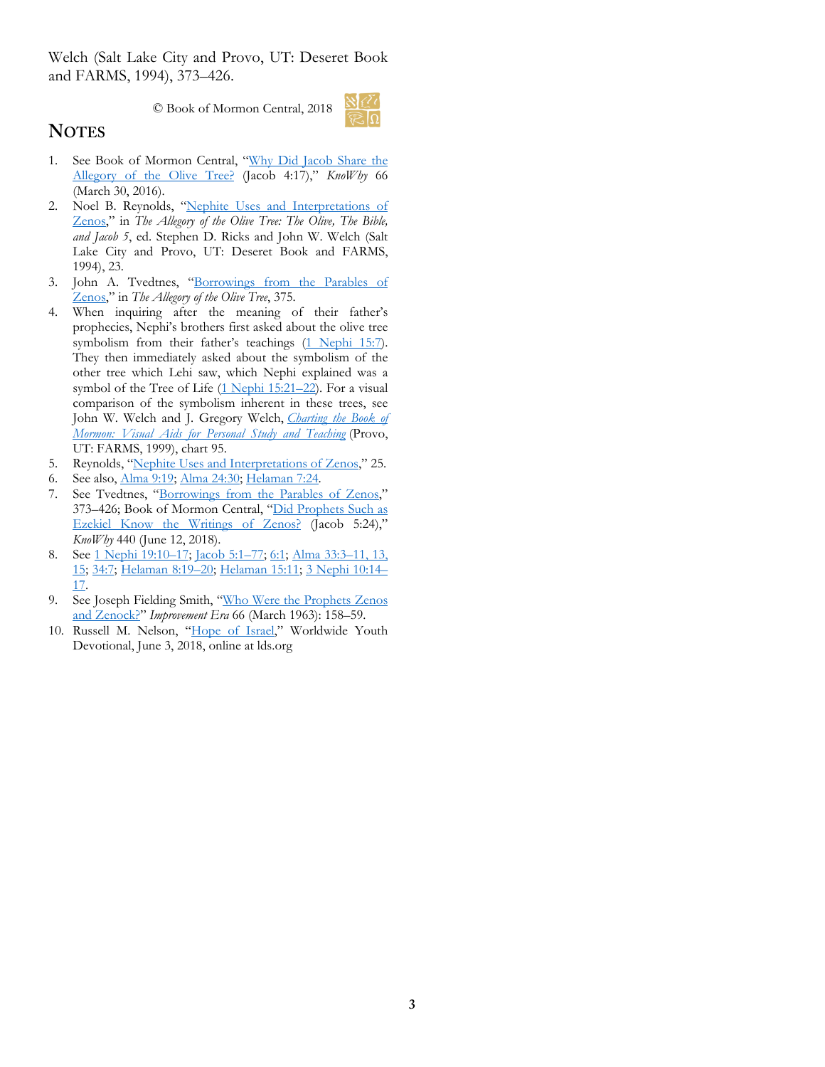Welch (Salt Lake City and Provo, UT: Deseret Book and FARMS, 1994), 373–426.

© Book of Mormon Central, 2018

## NOTES

1. See Book of Mormon Central, "Why Did Jacob Share the Allegory of the Olive Tree? (Jacob 4:17)," *KnoWhy* 66 (March 30, 2016).
2. Noel B. Reynolds, "Nephite Uses and Interpretations of Zenos," in *The Allegory of the Olive Tree: The Olive, The Bible, and Jacob 5*, ed. Stephen D. Ricks and John W. Welch (Salt Lake City and Provo, UT: Deseret Book and FARMS, 1994), 23.
3. John A. Tvedtnes, "Borrowings from the Parables of Zenos," in *The Allegory of the Olive Tree*, 375.
4. When inquiring after the meaning of their father's prophecies, Nephi's brothers first asked about the olive tree symbolism from their father's teachings (1 Nephi 15:7). They then immediately asked about the symbolism of the other tree which Lehi saw, which Nephi explained was a symbol of the Tree of Life (1 Nephi 15:21–22). For a visual comparison of the symbolism inherent in these trees, see John W. Welch and J. Gregory Welch, *Charting the Book of Mormon: Visual Aids for Personal Study and Teaching* (Provo, UT: FARMS, 1999), chart 95.
5. Reynolds, "Nephite Uses and Interpretations of Zenos," 25.
6. See also, Alma 9:19; Alma 24:30; Helaman 7:24.
7. See Tvedtnes, "Borrowings from the Parables of Zenos," 373–426; Book of Mormon Central, "Did Prophets Such as Ezekiel Know the Writings of Zenos? (Jacob 5:24)," *KnoWhy* 440 (June 12, 2018).
8. See 1 Nephi 19:10–17; Jacob 5:1–77; 6:1; Alma 33:3–11, 13, 15; 34:7; Helaman 8:19–20; Helaman 15:11; 3 Nephi 10:14–17.
9. See Joseph Fielding Smith, "Who Were the Prophets Zenos and Zenock?" *Improvement Era* 66 (March 1963): 158–59.
10. Russell M. Nelson, "Hope of Israel," Worldwide Youth Devotional, June 3, 2018, online at lds.org